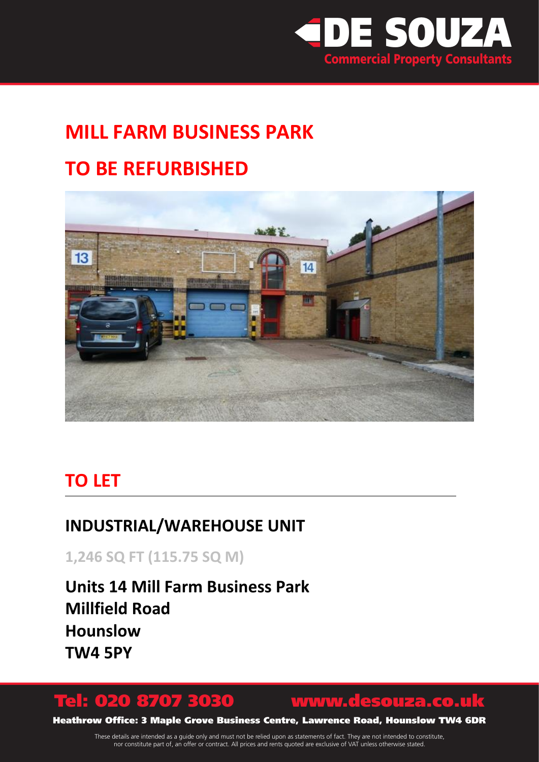DE SOUZA
Commercial Property Consultants

# MILL FARM BUSINESS PARK

# TO BE REFURBISHED

## TO LET

## INDUSTRIAL/WAREHOUSE UNIT

**1,246 SQ FT (115.75 SQ M)**

**Units 14 Mill Farm Business Park**
**Millfield Road**
**Hounslow**
**TW4 5PY**

**Tel: 020 8707 3030** **www.desouza.co.uk**

**Heathrow Office: 3 Maple Grove Business Centre, Lawrence Road, Hounslow TW4 6DR**

These details are intended as a guide only and must not be relied upon as statements of fact. They are not intended to constitute, nor constitute part of, an offer or contract. All prices and rents quoted are exclusive of VAT unless otherwise stated.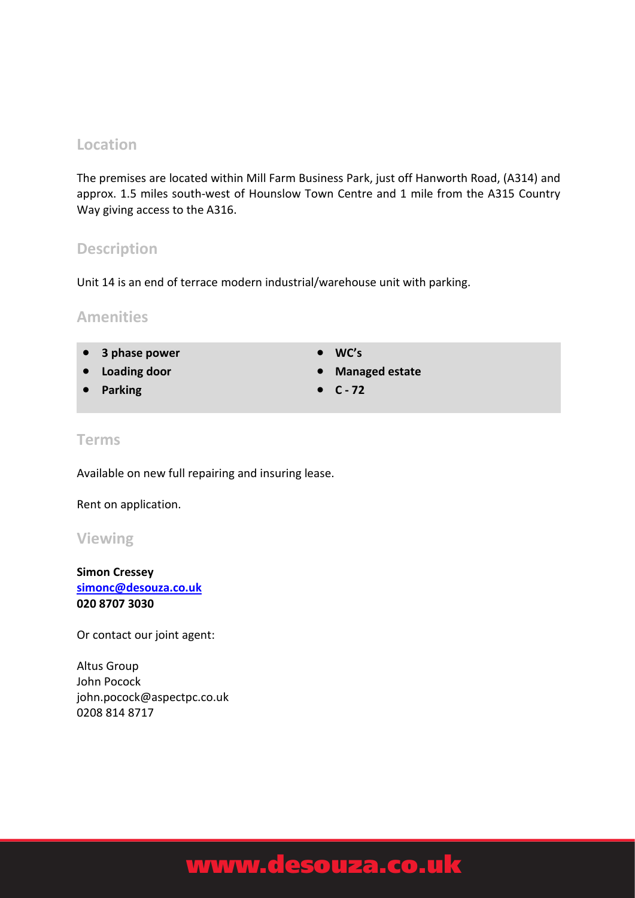## Location

The premises are located within Mill Farm Business Park, just off Hanworth Road, (A314) and approx. 1.5 miles south-west of Hounslow Town Centre and 1 mile from the A315 Country Way giving access to the A316.

## Description

Unit 14 is an end of terrace modern industrial/warehouse unit with parking.

## Amenities

- **3 phase power**
- **Loading door**
- **Parking**
- **WC's**
- **Managed estate**
- **C - 72**

## Terms

Available on new full repairing and insuring lease.

Rent on application.

## Viewing

**Simon Cressey**
**simonc@desouza.co.uk**
**020 8707 3030**

Or contact our joint agent:

Altus Group
John Pocock
john.pocock@aspectpc.co.uk
0208 814 8717

www.desouza.co.uk